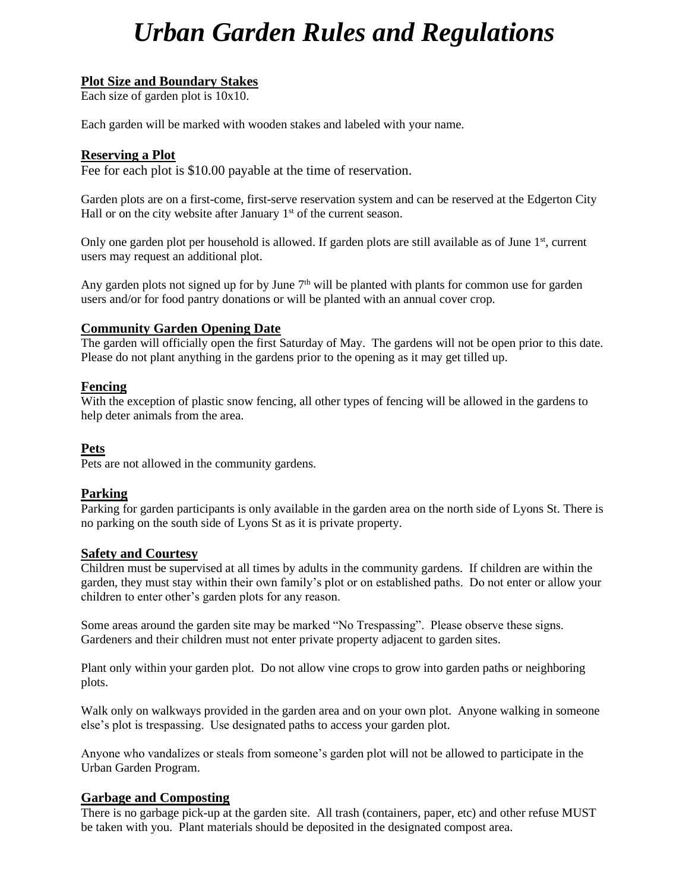# *Urban Garden Rules and Regulations*

## Plot Size and Boundary Stakes

Each size of garden plot is 10x10.

Each garden will be marked with wooden stakes and labeled with your name.

## Reserving a Plot

Fee for each plot is $10.00 payable at the time of reservation.

Garden plots are on a first-come, first-serve reservation system and can be reserved at the Edgerton City Hall or on the city website after January 1st of the current season.

Only one garden plot per household is allowed. If garden plots are still available as of June 1st, current users may request an additional plot.

Any garden plots not signed up for by June 7th will be planted with plants for common use for garden users and/or for food pantry donations or will be planted with an annual cover crop.

## Community Garden Opening Date

The garden will officially open the first Saturday of May. The gardens will not be open prior to this date. Please do not plant anything in the gardens prior to the opening as it may get tilled up.

## Fencing

With the exception of plastic snow fencing, all other types of fencing will be allowed in the gardens to help deter animals from the area.

## Pets

Pets are not allowed in the community gardens.

## Parking

Parking for garden participants is only available in the garden area on the north side of Lyons St. There is no parking on the south side of Lyons St as it is private property.

## Safety and Courtesy

Children must be supervised at all times by adults in the community gardens. If children are within the garden, they must stay within their own family's plot or on established paths. Do not enter or allow your children to enter other's garden plots for any reason.

Some areas around the garden site may be marked "No Trespassing". Please observe these signs. Gardeners and their children must not enter private property adjacent to garden sites.

Plant only within your garden plot. Do not allow vine crops to grow into garden paths or neighboring plots.

Walk only on walkways provided in the garden area and on your own plot. Anyone walking in someone else's plot is trespassing. Use designated paths to access your garden plot.

Anyone who vandalizes or steals from someone's garden plot will not be allowed to participate in the Urban Garden Program.

## Garbage and Composting

There is no garbage pick-up at the garden site. All trash (containers, paper, etc) and other refuse MUST be taken with you. Plant materials should be deposited in the designated compost area.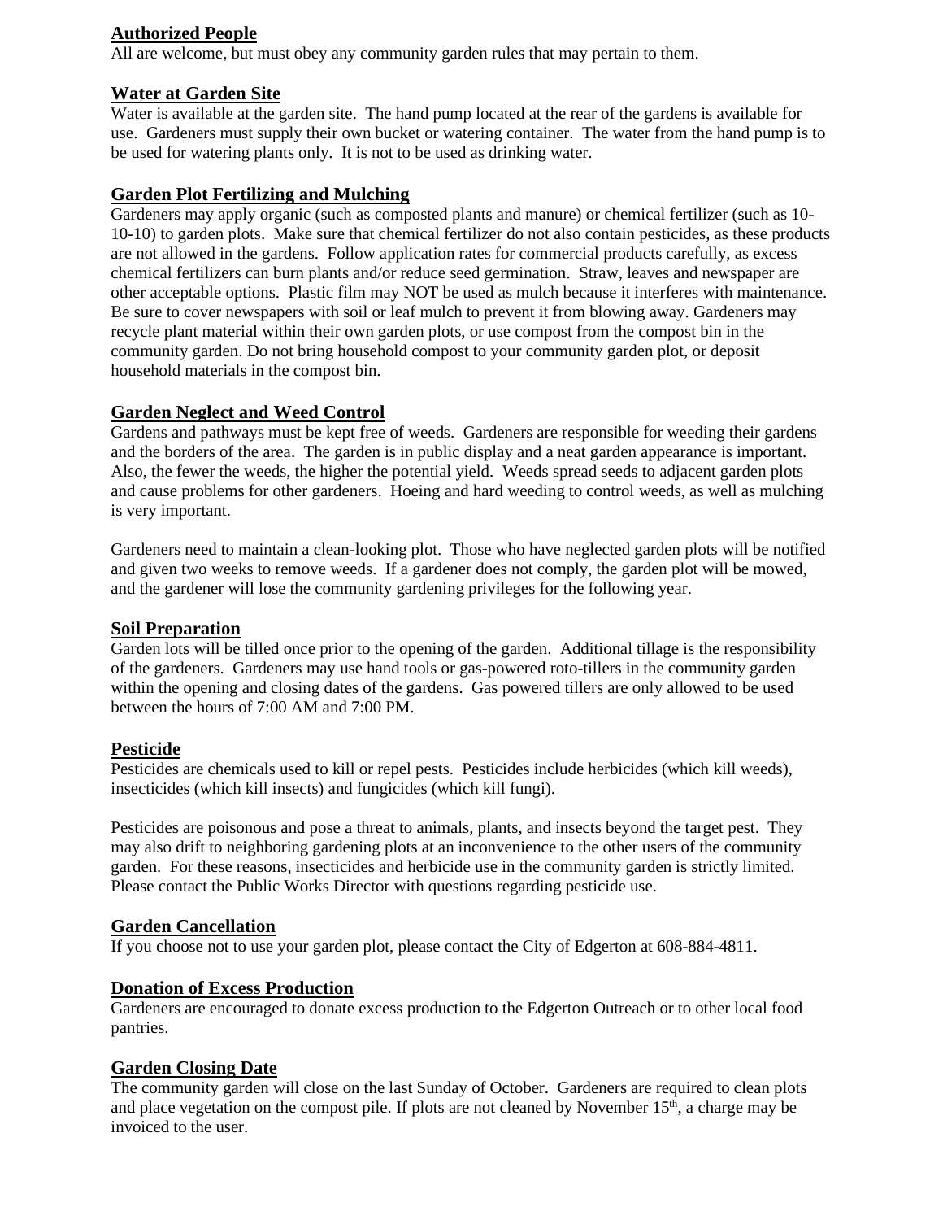## Authorized People

All are welcome, but must obey any community garden rules that may pertain to them.

## Water at Garden Site

Water is available at the garden site. The hand pump located at the rear of the gardens is available for use. Gardeners must supply their own bucket or watering container. The water from the hand pump is to be used for watering plants only. It is not to be used as drinking water.

## Garden Plot Fertilizing and Mulching

Gardeners may apply organic (such as composted plants and manure) or chemical fertilizer (such as 10-10-10) to garden plots. Make sure that chemical fertilizer do not also contain pesticides, as these products are not allowed in the gardens. Follow application rates for commercial products carefully, as excess chemical fertilizers can burn plants and/or reduce seed germination. Straw, leaves and newspaper are other acceptable options. Plastic film may NOT be used as mulch because it interferes with maintenance. Be sure to cover newspapers with soil or leaf mulch to prevent it from blowing away. Gardeners may recycle plant material within their own garden plots, or use compost from the compost bin in the community garden. Do not bring household compost to your community garden plot, or deposit household materials in the compost bin.

## Garden Neglect and Weed Control

Gardens and pathways must be kept free of weeds. Gardeners are responsible for weeding their gardens and the borders of the area. The garden is in public display and a neat garden appearance is important. Also, the fewer the weeds, the higher the potential yield. Weeds spread seeds to adjacent garden plots and cause problems for other gardeners. Hoeing and hard weeding to control weeds, as well as mulching is very important.

Gardeners need to maintain a clean-looking plot. Those who have neglected garden plots will be notified and given two weeks to remove weeds. If a gardener does not comply, the garden plot will be mowed, and the gardener will lose the community gardening privileges for the following year.

## Soil Preparation

Garden lots will be tilled once prior to the opening of the garden. Additional tillage is the responsibility of the gardeners. Gardeners may use hand tools or gas-powered roto-tillers in the community garden within the opening and closing dates of the gardens. Gas powered tillers are only allowed to be used between the hours of 7:00 AM and 7:00 PM.

## Pesticide

Pesticides are chemicals used to kill or repel pests. Pesticides include herbicides (which kill weeds), insecticides (which kill insects) and fungicides (which kill fungi).

Pesticides are poisonous and pose a threat to animals, plants, and insects beyond the target pest. They may also drift to neighboring gardening plots at an inconvenience to the other users of the community garden. For these reasons, insecticides and herbicide use in the community garden is strictly limited. Please contact the Public Works Director with questions regarding pesticide use.

## Garden Cancellation

If you choose not to use your garden plot, please contact the City of Edgerton at 608-884-4811.

## Donation of Excess Production

Gardeners are encouraged to donate excess production to the Edgerton Outreach or to other local food pantries.

## Garden Closing Date

The community garden will close on the last Sunday of October. Gardeners are required to clean plots and place vegetation on the compost pile. If plots are not cleaned by November 15th, a charge may be invoiced to the user.